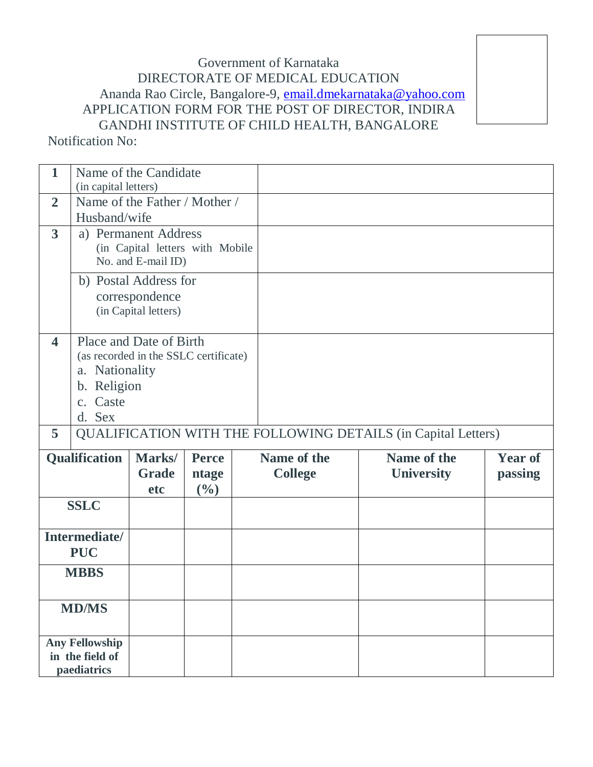Government of Karnataka

DIRECTORATE OF MEDICAL EDUCATION

Ananda Rao Circle, Bangalore-9, email.dmekarnataka@yahoo.com

APPLICATION FORM FOR THE POST OF DIRECTOR, INDIRA GANDHI INSTITUTE OF CHILD HEALTH, BANGALORE

Notification No:

| | | |
|---|---|---|
| **1** | Name of the Candidate (in capital letters) | |
| **2** | Name of the Father / Mother / Husband/wife | |
| **3** | a) Permanent Address (in Capital letters with Mobile No. and E-mail ID) | |
| | b) Postal Address for correspondence (in Capital letters) | |
| **4** | Place and Date of Birth (as recorded in the SSLC certificate)<br>a. Nationality<br>b. Religion<br>c. Caste<br>d. Sex | |
| **5** | QUALIFICATION WITH THE FOLLOWING DETAILS (in Capital Letters) | |

| Qualification | Marks/ Grade etc | Percentage (%) | Name of the College | Name of the University | Year of passing |
|---|---|---|---|---|---|
| **SSLC** | | | | | |
| **Intermediate/ PUC** | | | | | |
| **MBBS** | | | | | |
| **MD/MS** | | | | | |
| **Any Fellowship in the field of paediatrics** | | | | | |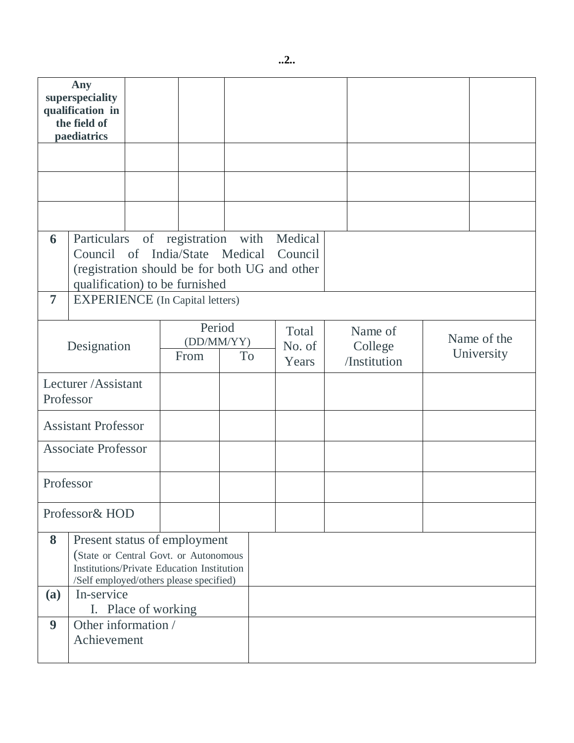..2..

| **Any superspeciality qualification in the field of paediatrics** | | | | | |
|---|---|---|---|---|---|
| | | | | | |
| | | | | | |
| | | | | | |

| | | |
|---|---|---|
| **6** | Particulars of registration with Medical Council of India/State Medical Council (registration should be for both UG and other qualification) to be furnished | |
| **7** | EXPERIENCE (In Capital letters) | |

| Designation | Period (DD/MM/YY) | | Total No. of Years | Name of College /Institution | Name of the University |
|---|---|---|---|---|---|
| | From | To | | | |
| Lecturer /Assistant Professor | | | | | |
| Assistant Professor | | | | | |
| Associate Professor | | | | | |
| Professor | | | | | |
| Professor& HOD | | | | | |

| | | |
|---|---|---|
| **8** | Present status of employment (State or Central Govt. or Autonomous Institutions/Private Education Institution /Self employed/others please specified) | |
| **(a)** | In-service<br>I. Place of working | |
| **9** | Other information / Achievement | |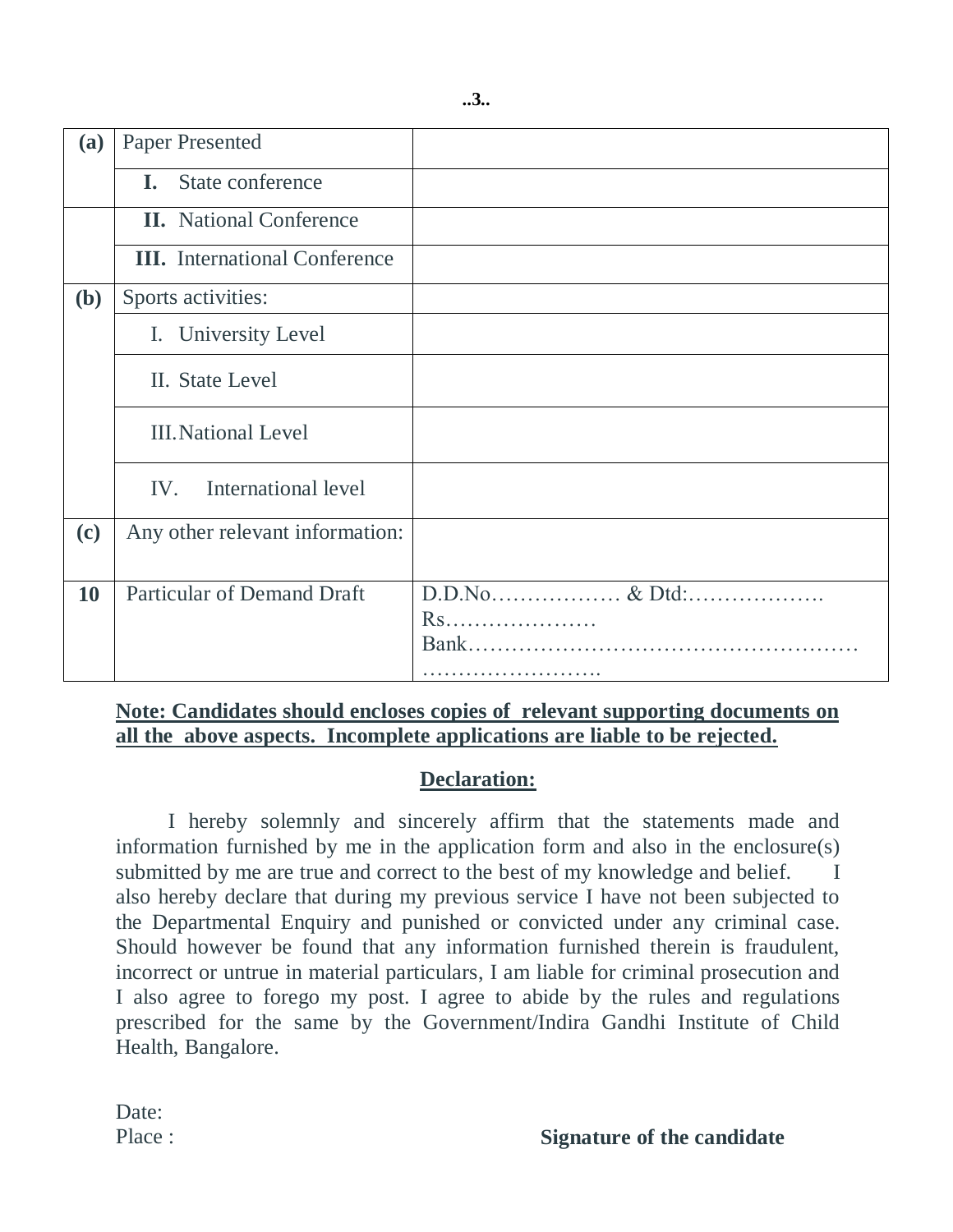| | | |
|---|---|---|
| **(a)** | Paper Presented | |
| | **I.** State conference | |
| | **II.** National Conference | |
| | **III.** International Conference | |
| **(b)** | Sports activities: | |
| | I. University Level | |
| | II. State Level | |
| | III. National Level | |
| | IV. International level | |
| **(c)** | Any other relevant information: | |
| **10** | Particular of Demand Draft | D.D.No……………… & Dtd:………………. Rs………………… Bank…………………………………………………………………. |

**<u>Note: Candidates should encloses copies of relevant supporting documents on all the above aspects. Incomplete applications are liable to be rejected.</u>**

**<u>Declaration:</u>**

I hereby solemnly and sincerely affirm that the statements made and information furnished by me in the application form and also in the enclosure(s) submitted by me are true and correct to the best of my knowledge and belief. I also hereby declare that during my previous service I have not been subjected to the Departmental Enquiry and punished or convicted under any criminal case. Should however be found that any information furnished therein is fraudulent, incorrect or untrue in material particulars, I am liable for criminal prosecution and I also agree to forego my post. I agree to abide by the rules and regulations prescribed for the same by the Government/Indira Gandhi Institute of Child Health, Bangalore.

Date:

Place :

**Signature of the candidate**